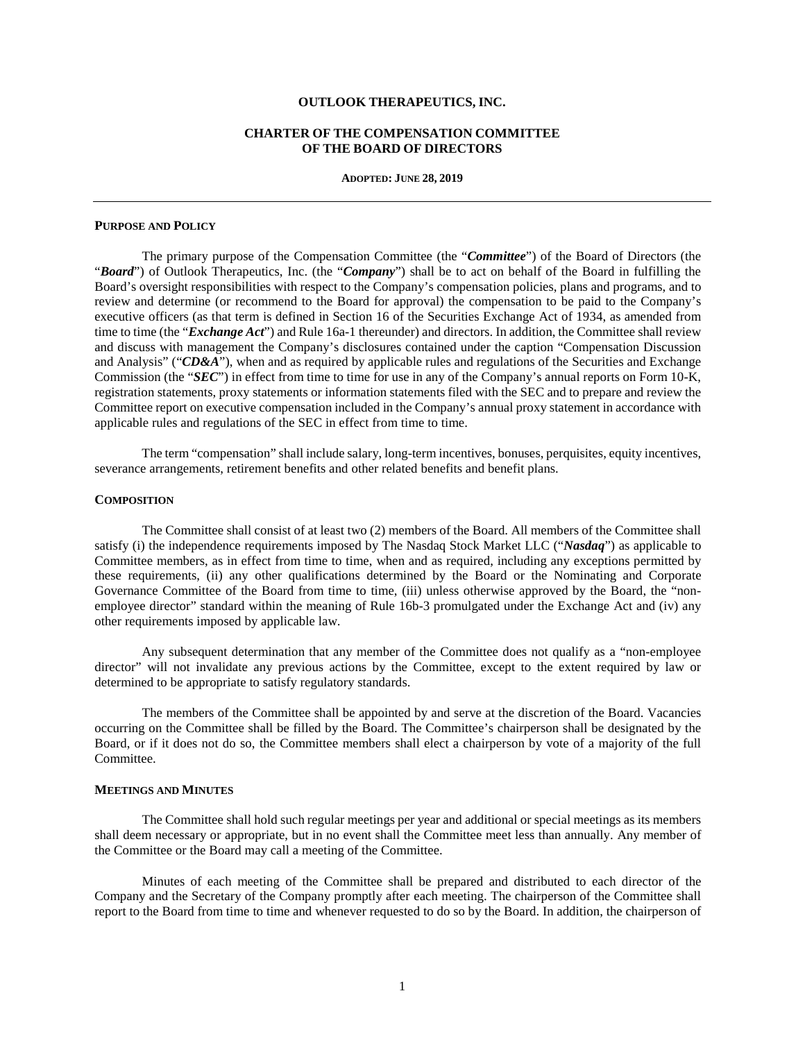**OUTLOOK THERAPEUTICS, INC.**

**CHARTER OF THE COMPENSATION COMMITTEE OF THE BOARD OF DIRECTORS**

**ADOPTED: JUNE 28, 2019**

---

**PURPOSE AND POLICY**

The primary purpose of the Compensation Committee (the "***Committee***") of the Board of Directors (the "***Board***") of Outlook Therapeutics, Inc. (the "***Company***") shall be to act on behalf of the Board in fulfilling the Board's oversight responsibilities with respect to the Company's compensation policies, plans and programs, and to review and determine (or recommend to the Board for approval) the compensation to be paid to the Company's executive officers (as that term is defined in Section 16 of the Securities Exchange Act of 1934, as amended from time to time (the "***Exchange Act***") and Rule 16a-1 thereunder) and directors. In addition, the Committee shall review and discuss with management the Company's disclosures contained under the caption "Compensation Discussion and Analysis" ("***CD&A***"), when and as required by applicable rules and regulations of the Securities and Exchange Commission (the "***SEC***") in effect from time to time for use in any of the Company's annual reports on Form 10-K, registration statements, proxy statements or information statements filed with the SEC and to prepare and review the Committee report on executive compensation included in the Company's annual proxy statement in accordance with applicable rules and regulations of the SEC in effect from time to time.

The term "compensation" shall include salary, long-term incentives, bonuses, perquisites, equity incentives, severance arrangements, retirement benefits and other related benefits and benefit plans.

**COMPOSITION**

The Committee shall consist of at least two (2) members of the Board. All members of the Committee shall satisfy (i) the independence requirements imposed by The Nasdaq Stock Market LLC ("***Nasdaq***") as applicable to Committee members, as in effect from time to time, when and as required, including any exceptions permitted by these requirements, (ii) any other qualifications determined by the Board or the Nominating and Corporate Governance Committee of the Board from time to time, (iii) unless otherwise approved by the Board, the "non-employee director" standard within the meaning of Rule 16b-3 promulgated under the Exchange Act and (iv) any other requirements imposed by applicable law.

Any subsequent determination that any member of the Committee does not qualify as a "non-employee director" will not invalidate any previous actions by the Committee, except to the extent required by law or determined to be appropriate to satisfy regulatory standards.

The members of the Committee shall be appointed by and serve at the discretion of the Board. Vacancies occurring on the Committee shall be filled by the Board. The Committee's chairperson shall be designated by the Board, or if it does not do so, the Committee members shall elect a chairperson by vote of a majority of the full Committee.

**MEETINGS AND MINUTES**

The Committee shall hold such regular meetings per year and additional or special meetings as its members shall deem necessary or appropriate, but in no event shall the Committee meet less than annually. Any member of the Committee or the Board may call a meeting of the Committee.

Minutes of each meeting of the Committee shall be prepared and distributed to each director of the Company and the Secretary of the Company promptly after each meeting. The chairperson of the Committee shall report to the Board from time to time and whenever requested to do so by the Board. In addition, the chairperson of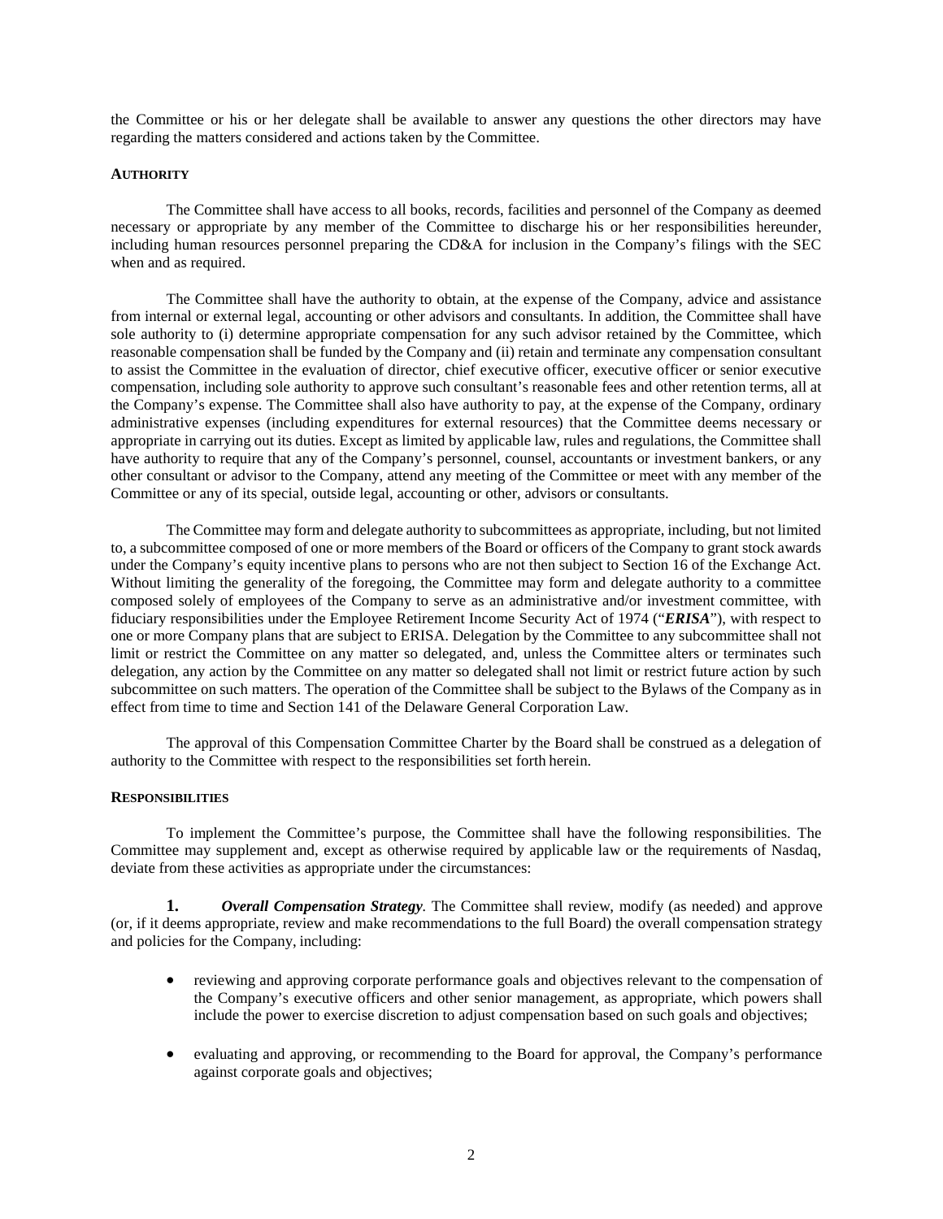the Committee or his or her delegate shall be available to answer any questions the other directors may have regarding the matters considered and actions taken by the Committee.

## AUTHORITY

The Committee shall have access to all books, records, facilities and personnel of the Company as deemed necessary or appropriate by any member of the Committee to discharge his or her responsibilities hereunder, including human resources personnel preparing the CD&A for inclusion in the Company's filings with the SEC when and as required.

The Committee shall have the authority to obtain, at the expense of the Company, advice and assistance from internal or external legal, accounting or other advisors and consultants. In addition, the Committee shall have sole authority to (i) determine appropriate compensation for any such advisor retained by the Committee, which reasonable compensation shall be funded by the Company and (ii) retain and terminate any compensation consultant to assist the Committee in the evaluation of director, chief executive officer, executive officer or senior executive compensation, including sole authority to approve such consultant's reasonable fees and other retention terms, all at the Company's expense. The Committee shall also have authority to pay, at the expense of the Company, ordinary administrative expenses (including expenditures for external resources) that the Committee deems necessary or appropriate in carrying out its duties. Except as limited by applicable law, rules and regulations, the Committee shall have authority to require that any of the Company's personnel, counsel, accountants or investment bankers, or any other consultant or advisor to the Company, attend any meeting of the Committee or meet with any member of the Committee or any of its special, outside legal, accounting or other, advisors or consultants.

The Committee may form and delegate authority to subcommittees as appropriate, including, but not limited to, a subcommittee composed of one or more members of the Board or officers of the Company to grant stock awards under the Company's equity incentive plans to persons who are not then subject to Section 16 of the Exchange Act. Without limiting the generality of the foregoing, the Committee may form and delegate authority to a committee composed solely of employees of the Company to serve as an administrative and/or investment committee, with fiduciary responsibilities under the Employee Retirement Income Security Act of 1974 ("***ERISA***"), with respect to one or more Company plans that are subject to ERISA. Delegation by the Committee to any subcommittee shall not limit or restrict the Committee on any matter so delegated, and, unless the Committee alters or terminates such delegation, any action by the Committee on any matter so delegated shall not limit or restrict future action by such subcommittee on such matters. The operation of the Committee shall be subject to the Bylaws of the Company as in effect from time to time and Section 141 of the Delaware General Corporation Law.

The approval of this Compensation Committee Charter by the Board shall be construed as a delegation of authority to the Committee with respect to the responsibilities set forth herein.

## RESPONSIBILITIES

To implement the Committee's purpose, the Committee shall have the following responsibilities. The Committee may supplement and, except as otherwise required by applicable law or the requirements of Nasdaq, deviate from these activities as appropriate under the circumstances:

**1.** ***Overall Compensation Strategy***. The Committee shall review, modify (as needed) and approve (or, if it deems appropriate, review and make recommendations to the full Board) the overall compensation strategy and policies for the Company, including:

- reviewing and approving corporate performance goals and objectives relevant to the compensation of the Company's executive officers and other senior management, as appropriate, which powers shall include the power to exercise discretion to adjust compensation based on such goals and objectives;
- evaluating and approving, or recommending to the Board for approval, the Company's performance against corporate goals and objectives;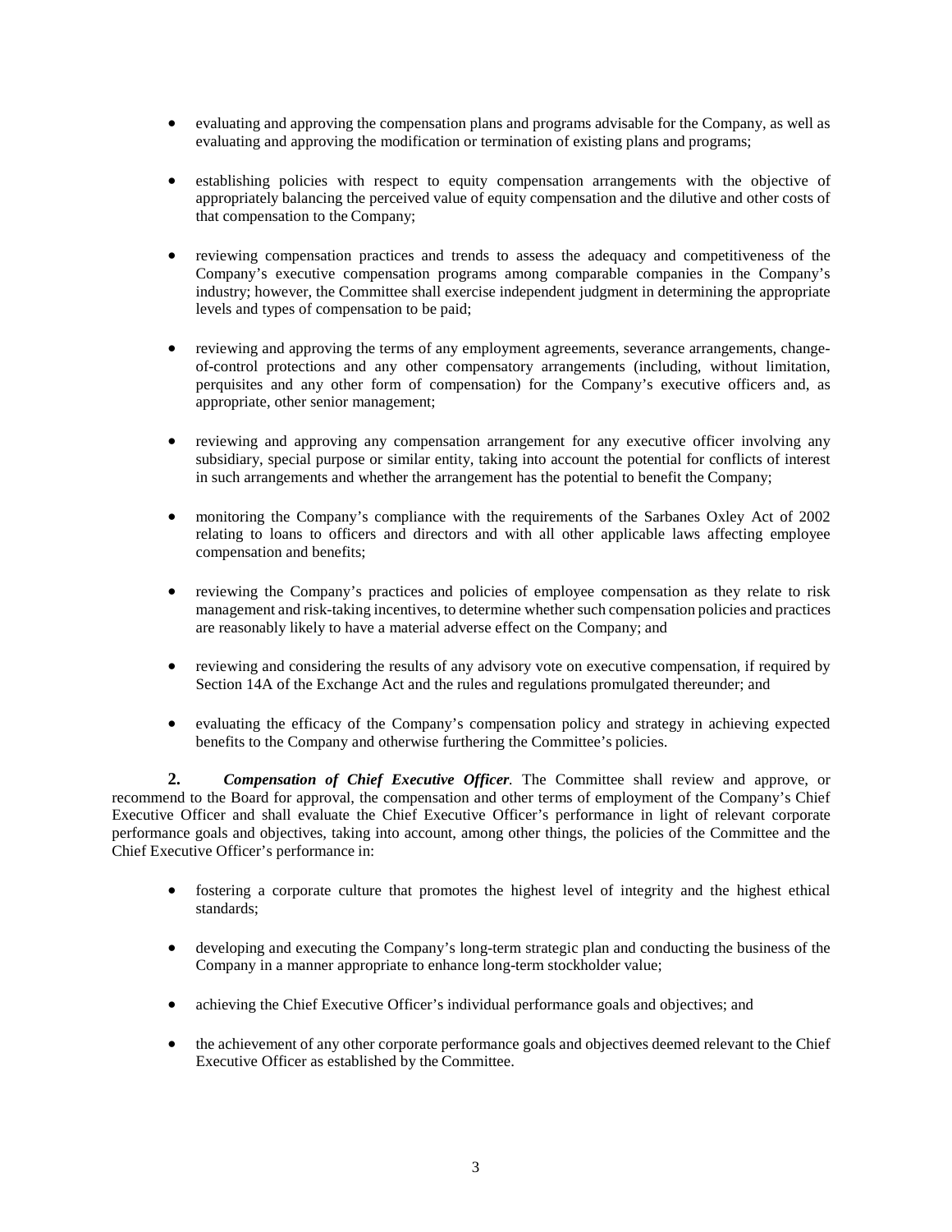- evaluating and approving the compensation plans and programs advisable for the Company, as well as evaluating and approving the modification or termination of existing plans and programs;

- establishing policies with respect to equity compensation arrangements with the objective of appropriately balancing the perceived value of equity compensation and the dilutive and other costs of that compensation to the Company;

- reviewing compensation practices and trends to assess the adequacy and competitiveness of the Company's executive compensation programs among comparable companies in the Company's industry; however, the Committee shall exercise independent judgment in determining the appropriate levels and types of compensation to be paid;

- reviewing and approving the terms of any employment agreements, severance arrangements, change-of-control protections and any other compensatory arrangements (including, without limitation, perquisites and any other form of compensation) for the Company's executive officers and, as appropriate, other senior management;

- reviewing and approving any compensation arrangement for any executive officer involving any subsidiary, special purpose or similar entity, taking into account the potential for conflicts of interest in such arrangements and whether the arrangement has the potential to benefit the Company;

- monitoring the Company's compliance with the requirements of the Sarbanes Oxley Act of 2002 relating to loans to officers and directors and with all other applicable laws affecting employee compensation and benefits;

- reviewing the Company's practices and policies of employee compensation as they relate to risk management and risk-taking incentives, to determine whether such compensation policies and practices are reasonably likely to have a material adverse effect on the Company; and

- reviewing and considering the results of any advisory vote on executive compensation, if required by Section 14A of the Exchange Act and the rules and regulations promulgated thereunder; and

- evaluating the efficacy of the Company's compensation policy and strategy in achieving expected benefits to the Company and otherwise furthering the Committee's policies.

**2.** ***Compensation of Chief Executive Officer***. The Committee shall review and approve, or recommend to the Board for approval, the compensation and other terms of employment of the Company's Chief Executive Officer and shall evaluate the Chief Executive Officer's performance in light of relevant corporate performance goals and objectives, taking into account, among other things, the policies of the Committee and the Chief Executive Officer's performance in:

- fostering a corporate culture that promotes the highest level of integrity and the highest ethical standards;

- developing and executing the Company's long-term strategic plan and conducting the business of the Company in a manner appropriate to enhance long-term stockholder value;

- achieving the Chief Executive Officer's individual performance goals and objectives; and

- the achievement of any other corporate performance goals and objectives deemed relevant to the Chief Executive Officer as established by the Committee.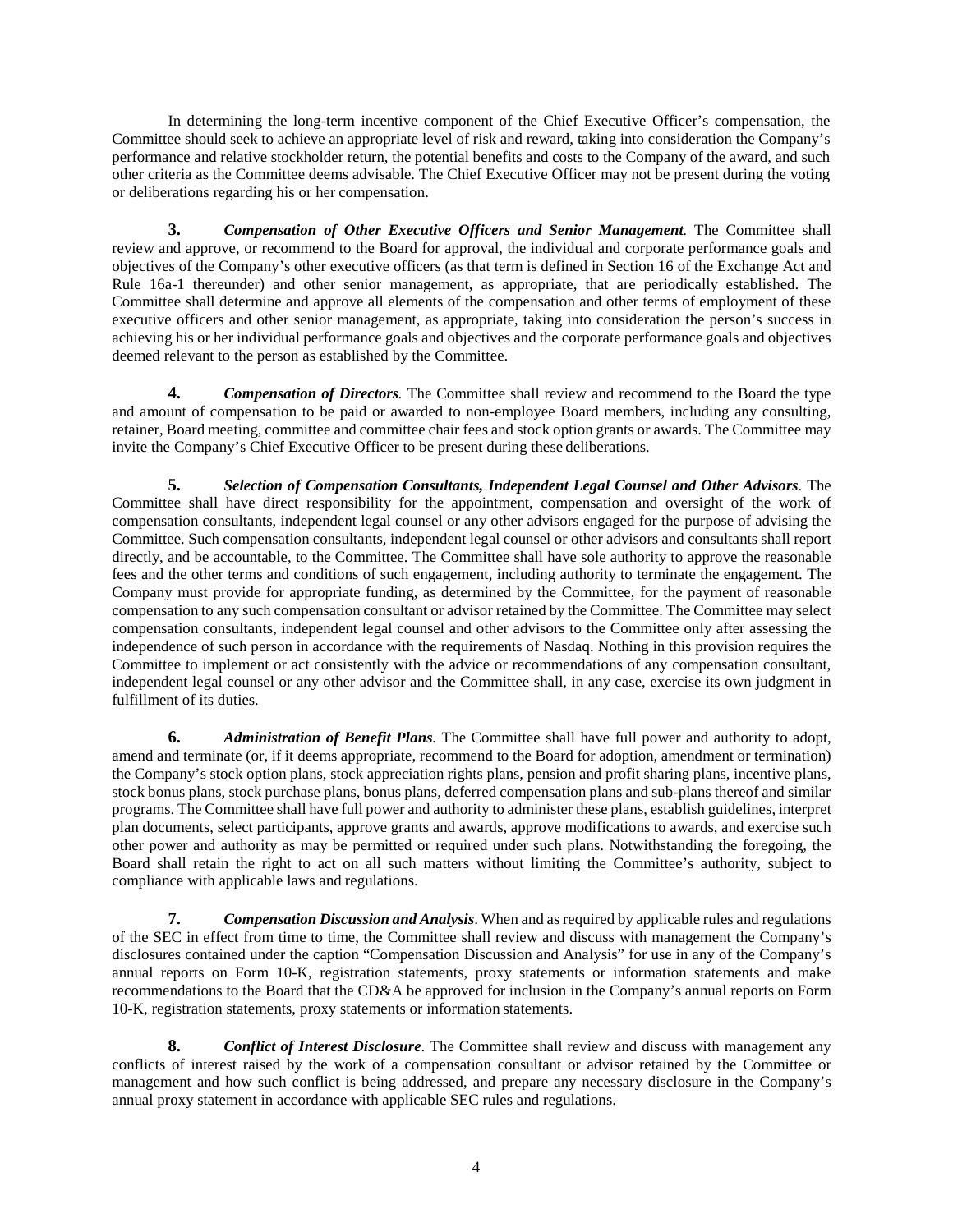In determining the long-term incentive component of the Chief Executive Officer's compensation, the Committee should seek to achieve an appropriate level of risk and reward, taking into consideration the Company's performance and relative stockholder return, the potential benefits and costs to the Company of the award, and such other criteria as the Committee deems advisable. The Chief Executive Officer may not be present during the voting or deliberations regarding his or her compensation.

**3.** ***Compensation of Other Executive Officers and Senior Management*.** The Committee shall review and approve, or recommend to the Board for approval, the individual and corporate performance goals and objectives of the Company's other executive officers (as that term is defined in Section 16 of the Exchange Act and Rule 16a-1 thereunder) and other senior management, as appropriate, that are periodically established. The Committee shall determine and approve all elements of the compensation and other terms of employment of these executive officers and other senior management, as appropriate, taking into consideration the person's success in achieving his or her individual performance goals and objectives and the corporate performance goals and objectives deemed relevant to the person as established by the Committee.

**4.** ***Compensation of Directors*.** The Committee shall review and recommend to the Board the type and amount of compensation to be paid or awarded to non-employee Board members, including any consulting, retainer, Board meeting, committee and committee chair fees and stock option grants or awards. The Committee may invite the Company's Chief Executive Officer to be present during these deliberations.

**5.** ***Selection of Compensation Consultants, Independent Legal Counsel and Other Advisors*.** The Committee shall have direct responsibility for the appointment, compensation and oversight of the work of compensation consultants, independent legal counsel or any other advisors engaged for the purpose of advising the Committee. Such compensation consultants, independent legal counsel or other advisors and consultants shall report directly, and be accountable, to the Committee. The Committee shall have sole authority to approve the reasonable fees and the other terms and conditions of such engagement, including authority to terminate the engagement. The Company must provide for appropriate funding, as determined by the Committee, for the payment of reasonable compensation to any such compensation consultant or advisor retained by the Committee. The Committee may select compensation consultants, independent legal counsel and other advisors to the Committee only after assessing the independence of such person in accordance with the requirements of Nasdaq. Nothing in this provision requires the Committee to implement or act consistently with the advice or recommendations of any compensation consultant, independent legal counsel or any other advisor and the Committee shall, in any case, exercise its own judgment in fulfillment of its duties.

**6.** ***Administration of Benefit Plans*.** The Committee shall have full power and authority to adopt, amend and terminate (or, if it deems appropriate, recommend to the Board for adoption, amendment or termination) the Company's stock option plans, stock appreciation rights plans, pension and profit sharing plans, incentive plans, stock bonus plans, stock purchase plans, bonus plans, deferred compensation plans and sub-plans thereof and similar programs. The Committee shall have full power and authority to administer these plans, establish guidelines, interpret plan documents, select participants, approve grants and awards, approve modifications to awards, and exercise such other power and authority as may be permitted or required under such plans. Notwithstanding the foregoing, the Board shall retain the right to act on all such matters without limiting the Committee's authority, subject to compliance with applicable laws and regulations.

**7.** ***Compensation Discussion and Analysis*.** When and as required by applicable rules and regulations of the SEC in effect from time to time, the Committee shall review and discuss with management the Company's disclosures contained under the caption "Compensation Discussion and Analysis" for use in any of the Company's annual reports on Form 10-K, registration statements, proxy statements or information statements and make recommendations to the Board that the CD&A be approved for inclusion in the Company's annual reports on Form 10-K, registration statements, proxy statements or information statements.

**8.** ***Conflict of Interest Disclosure*.** The Committee shall review and discuss with management any conflicts of interest raised by the work of a compensation consultant or advisor retained by the Committee or management and how such conflict is being addressed, and prepare any necessary disclosure in the Company's annual proxy statement in accordance with applicable SEC rules and regulations.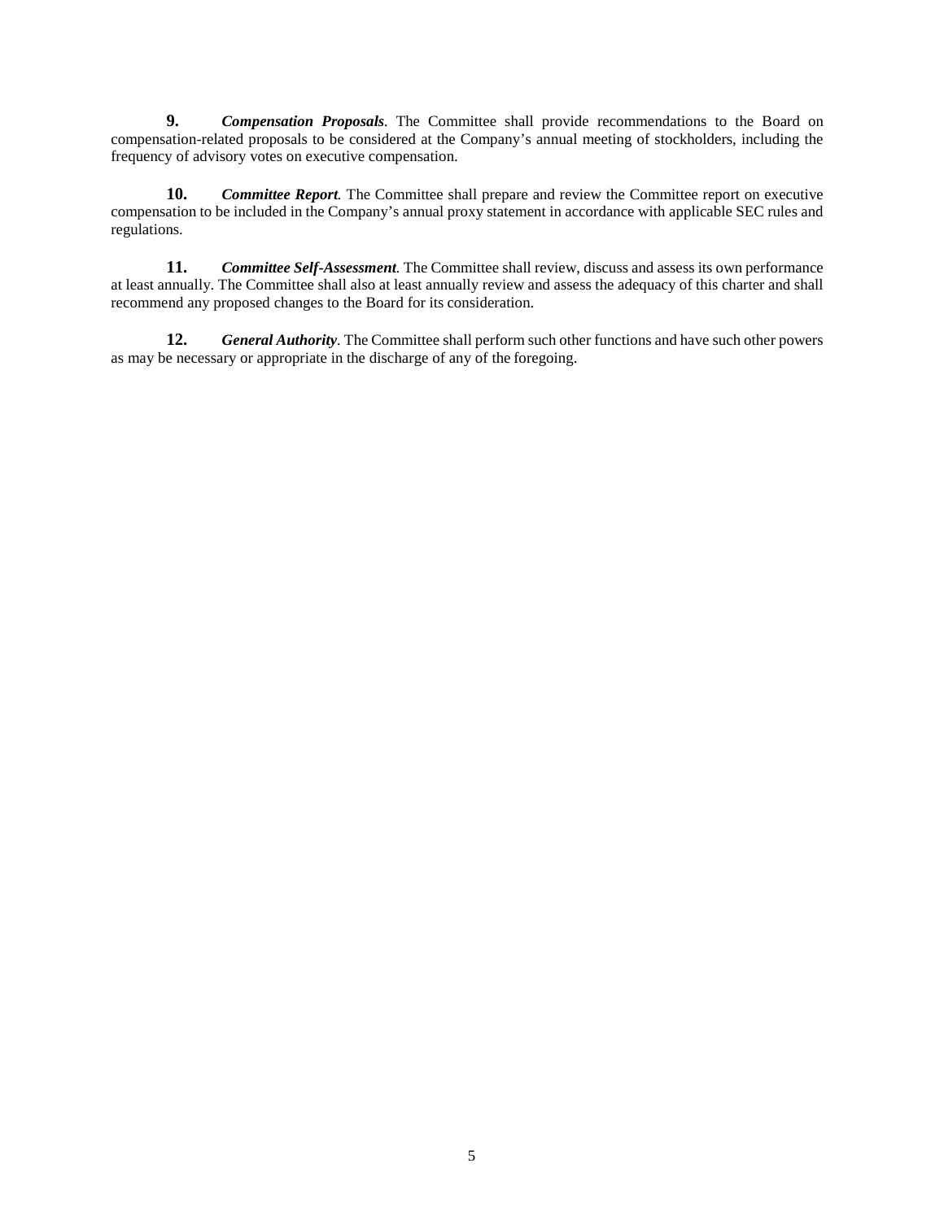**9.** ***Compensation Proposals***. The Committee shall provide recommendations to the Board on compensation-related proposals to be considered at the Company's annual meeting of stockholders, including the frequency of advisory votes on executive compensation.

**10.** ***Committee Report***. The Committee shall prepare and review the Committee report on executive compensation to be included in the Company's annual proxy statement in accordance with applicable SEC rules and regulations.

**11.** ***Committee Self-Assessment***. The Committee shall review, discuss and assess its own performance at least annually. The Committee shall also at least annually review and assess the adequacy of this charter and shall recommend any proposed changes to the Board for its consideration.

**12.** ***General Authority***. The Committee shall perform such other functions and have such other powers as may be necessary or appropriate in the discharge of any of the foregoing.